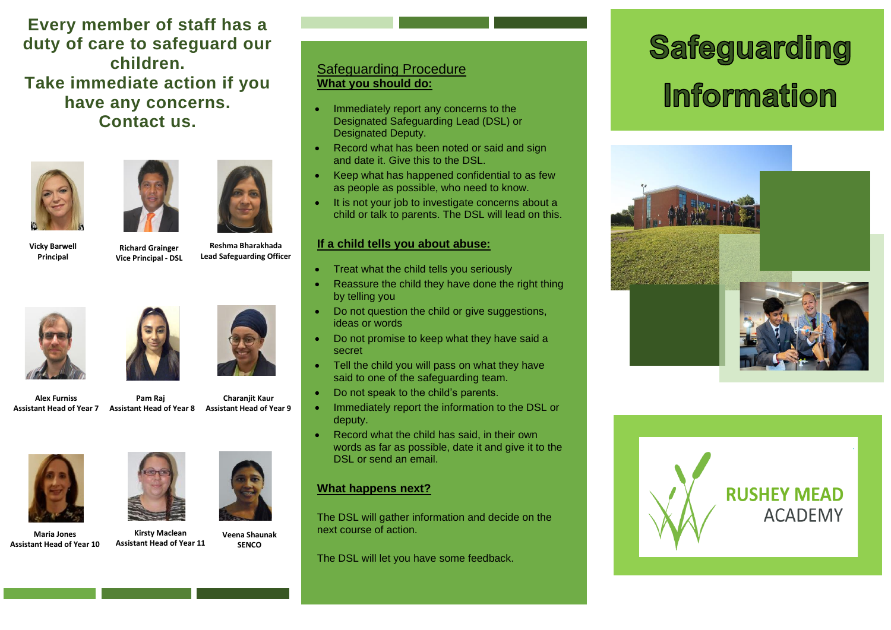# Safeguarding Information

RUSHEY MEAD ACADEMY

**Every member of staff has a duty of care to safeguard our children.**
**Take immediate action if you have any concerns.**
**Contact us.**

**Vicky Barwell**
**Principal**

**Richard Grainger**
**Vice Principal - DSL**

**Reshma Bharakhada**
**Lead Safeguarding Officer**

**Alex Furniss**
**Assistant Head of Year 7**

**Pam Raj**
**Assistant Head of Year 8**

**Charanjit Kaur**
**Assistant Head of Year 9**

**Maria Jones**
**Assistant Head of Year 10**

**Kirsty Maclean**
**Assistant Head of Year 11**

**Veena Shaunak**
**SENCO**

## Safeguarding Procedure

**What you should do:**

- Immediately report any concerns to the Designated Safeguarding Lead (DSL) or Designated Deputy.
- Record what has been noted or said and sign and date it. Give this to the DSL.
- Keep what has happened confidential to as few as people as possible, who need to know.
- It is not your job to investigate concerns about a child or talk to parents. The DSL will lead on this.

### If a child tells you about abuse:

- Treat what the child tells you seriously
- Reassure the child they have done the right thing by telling you
- Do not question the child or give suggestions, ideas or words
- Do not promise to keep what they have said a secret
- Tell the child you will pass on what they have said to one of the safeguarding team.
- Do not speak to the child's parents.
- Immediately report the information to the DSL or deputy.
- Record what the child has said, in their own words as far as possible, date it and give it to the DSL or send an email.

### What happens next?

The DSL will gather information and decide on the next course of action.

The DSL will let you have some feedback.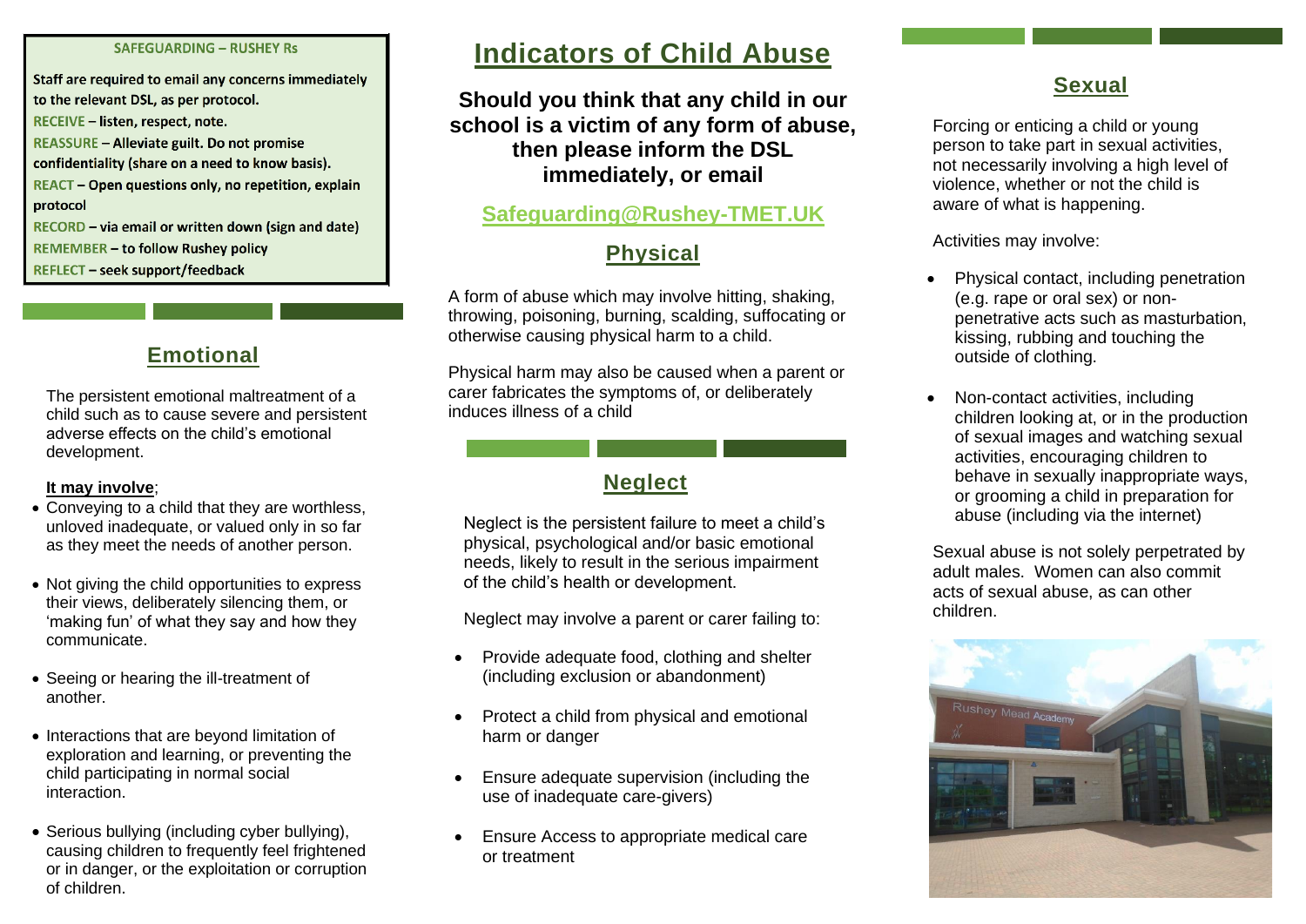**SAFEGUARDING – RUSHEY Rs**

**Staff are required to email any concerns immediately to the relevant DSL, as per protocol.**

**RECEIVE – listen, respect, note.**

**REASSURE – Alleviate guilt. Do not promise confidentiality (share on a need to know basis).**

**REACT – Open questions only, no repetition, explain protocol**

**RECORD – via email or written down (sign and date)**

**REMEMBER – to follow Rushey policy**

**REFLECT – seek support/feedback**

## Emotional

The persistent emotional maltreatment of a child such as to cause severe and persistent adverse effects on the child's emotional development.

**It may involve**;

- Conveying to a child that they are worthless, unloved inadequate, or valued only in so far as they meet the needs of another person.
- Not giving the child opportunities to express their views, deliberately silencing them, or 'making fun' of what they say and how they communicate.
- Seeing or hearing the ill-treatment of another.
- Interactions that are beyond limitation of exploration and learning, or preventing the child participating in normal social interaction.
- Serious bullying (including cyber bullying), causing children to frequently feel frightened or in danger, or the exploitation or corruption of children.

# Indicators of Child Abuse

**Should you think that any child in our school is a victim of any form of abuse, then please inform the DSL immediately, or email**

**Safeguarding@Rushey-TMET.UK**

## Physical

A form of abuse which may involve hitting, shaking, throwing, poisoning, burning, scalding, suffocating or otherwise causing physical harm to a child.

Physical harm may also be caused when a parent or carer fabricates the symptoms of, or deliberately induces illness of a child

## Neglect

Neglect is the persistent failure to meet a child's physical, psychological and/or basic emotional needs, likely to result in the serious impairment of the child's health or development.

Neglect may involve a parent or carer failing to:

- Provide adequate food, clothing and shelter (including exclusion or abandonment)
- Protect a child from physical and emotional harm or danger
- Ensure adequate supervision (including the use of inadequate care-givers)
- Ensure Access to appropriate medical care or treatment

## Sexual

Forcing or enticing a child or young person to take part in sexual activities, not necessarily involving a high level of violence, whether or not the child is aware of what is happening.

Activities may involve:

- Physical contact, including penetration (e.g. rape or oral sex) or non-penetrative acts such as masturbation, kissing, rubbing and touching the outside of clothing.
- Non-contact activities, including children looking at, or in the production of sexual images and watching sexual activities, encouraging children to behave in sexually inappropriate ways, or grooming a child in preparation for abuse (including via the internet)

Sexual abuse is not solely perpetrated by adult males. Women can also commit acts of sexual abuse, as can other children.